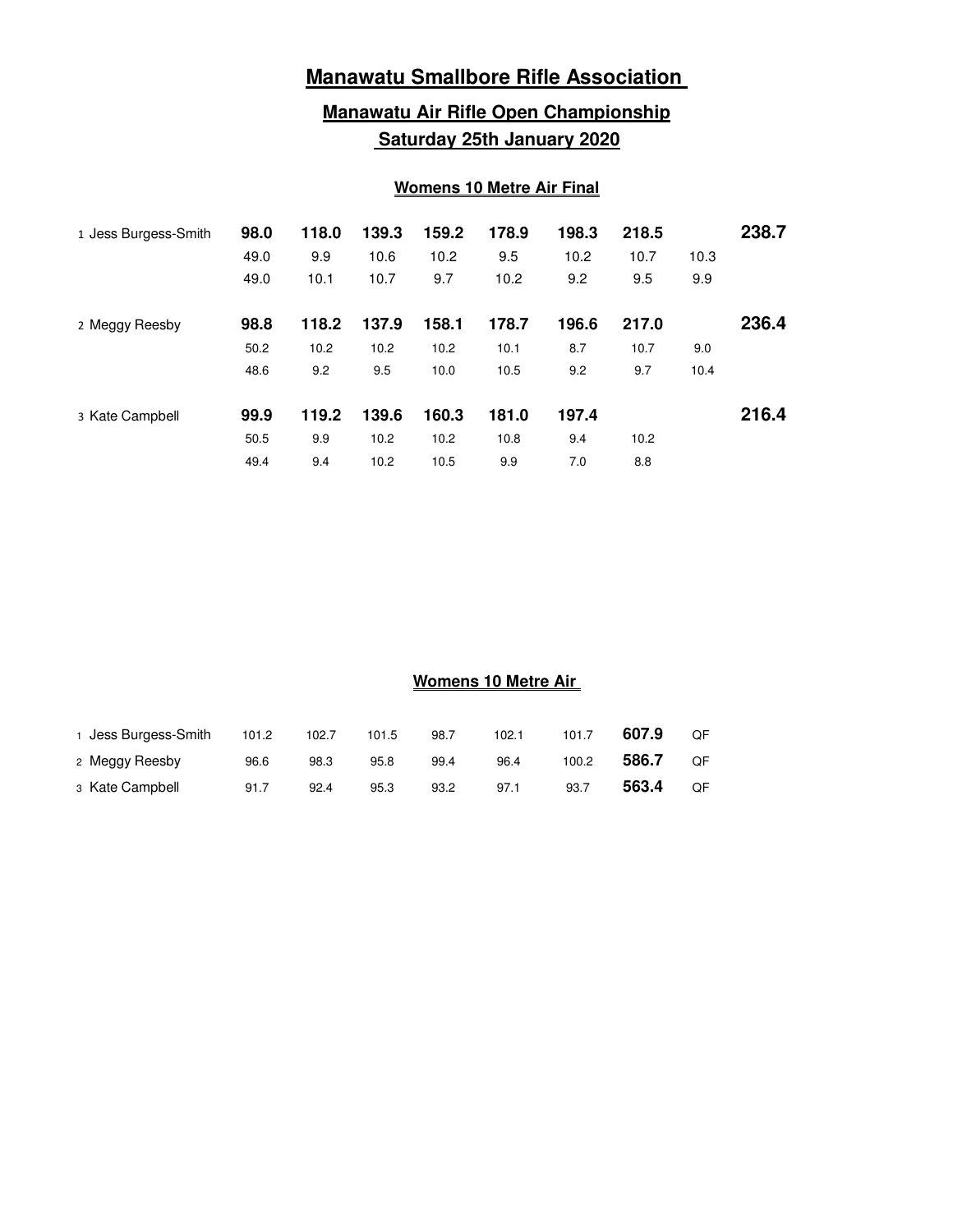# Manawatu Smallbore Rifle Association

## Manawatu Air Rifle Open Championship
## Saturday 25th January 2020

### Womens 10 Metre Air Final

| | | | | | | | | | |
|---|---|---|---|---|---|---|---|---|---|
| 1 Jess Burgess-Smith | **98.0** | **118.0** | **139.3** | **159.2** | **178.9** | **198.3** | **218.5** | | **238.7** |
| | 49.0 | 9.9 | 10.6 | 10.2 | 9.5 | 10.2 | 10.7 | 10.3 | |
| | 49.0 | 10.1 | 10.7 | 9.7 | 10.2 | 9.2 | 9.5 | 9.9 | |
| 2 Meggy Reesby | **98.8** | **118.2** | **137.9** | **158.1** | **178.7** | **196.6** | **217.0** | | **236.4** |
| | 50.2 | 10.2 | 10.2 | 10.2 | 10.1 | 8.7 | 10.7 | 9.0 | |
| | 48.6 | 9.2 | 9.5 | 10.0 | 10.5 | 9.2 | 9.7 | 10.4 | |
| 3 Kate Campbell | **99.9** | **119.2** | **139.6** | **160.3** | **181.0** | **197.4** | | | **216.4** |
| | 50.5 | 9.9 | 10.2 | 10.2 | 10.8 | 9.4 | 10.2 | | |
| | 49.4 | 9.4 | 10.2 | 10.5 | 9.9 | 7.0 | 8.8 | | |

### Womens 10 Metre Air

| | | | | | | | | |
|---|---|---|---|---|---|---|---|---|
| 1 Jess Burgess-Smith | 101.2 | 102.7 | 101.5 | 98.7 | 102.1 | 101.7 | **607.9** | QF |
| 2 Meggy Reesby | 96.6 | 98.3 | 95.8 | 99.4 | 96.4 | 100.2 | **586.7** | QF |
| 3 Kate Campbell | 91.7 | 92.4 | 95.3 | 93.2 | 97.1 | 93.7 | **563.4** | QF |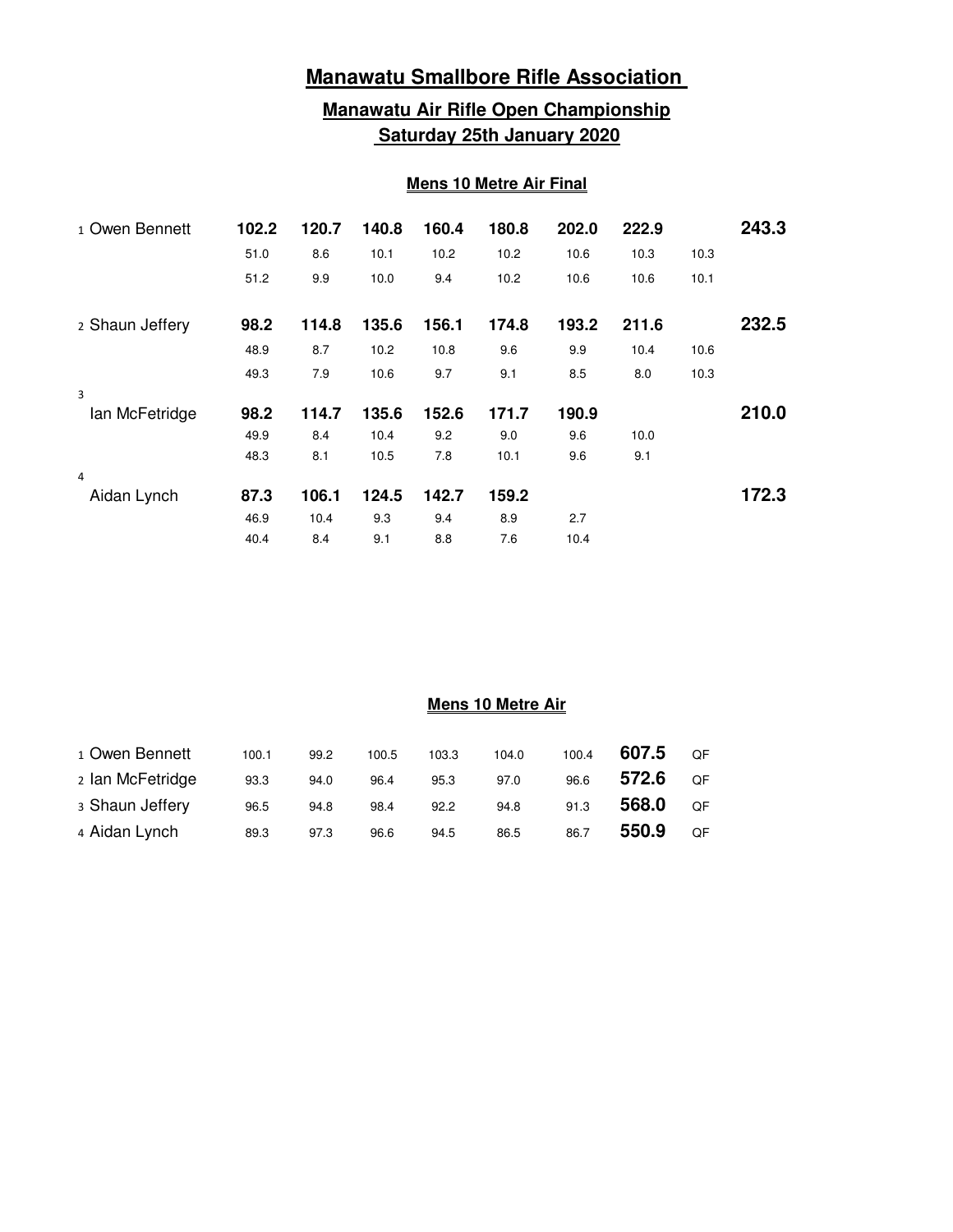# Manawatu Smallbore Rifle Association

## Manawatu Air Rifle Open Championship

## Saturday 25th January 2020

### Mens 10 Metre Air Final

| | | | | | | | | | | |
|---|---|---|---|---|---|---|---|---|---|---|
| 1 | Owen Bennett | **102.2** | **120.7** | **140.8** | **160.4** | **180.8** | **202.0** | **222.9** | | **243.3** |
| | | 51.0 | 8.6 | 10.1 | 10.2 | 10.2 | 10.6 | 10.3 | 10.3 | |
| | | 51.2 | 9.9 | 10.0 | 9.4 | 10.2 | 10.6 | 10.6 | 10.1 | |
| 2 | Shaun Jeffery | **98.2** | **114.8** | **135.6** | **156.1** | **174.8** | **193.2** | **211.6** | | **232.5** |
| | | 48.9 | 8.7 | 10.2 | 10.8 | 9.6 | 9.9 | 10.4 | 10.6 | |
| | | 49.3 | 7.9 | 10.6 | 9.7 | 9.1 | 8.5 | 8.0 | 10.3 | |
| 3 | Ian McFetridge | **98.2** | **114.7** | **135.6** | **152.6** | **171.7** | **190.9** | | | **210.0** |
| | | 49.9 | 8.4 | 10.4 | 9.2 | 9.0 | 9.6 | 10.0 | | |
| | | 48.3 | 8.1 | 10.5 | 7.8 | 10.1 | 9.6 | 9.1 | | |
| 4 | Aidan Lynch | **87.3** | **106.1** | **124.5** | **142.7** | **159.2** | | | | **172.3** |
| | | 46.9 | 10.4 | 9.3 | 9.4 | 8.9 | 2.7 | | | |
| | | 40.4 | 8.4 | 9.1 | 8.8 | 7.6 | 10.4 | | | |

### Mens 10 Metre Air

| | | | | | | | | | |
|---|---|---|---|---|---|---|---|---|---|
| 1 | Owen Bennett | 100.1 | 99.2 | 100.5 | 103.3 | 104.0 | 100.4 | **607.5** | QF |
| 2 | Ian McFetridge | 93.3 | 94.0 | 96.4 | 95.3 | 97.0 | 96.6 | **572.6** | QF |
| 3 | Shaun Jeffery | 96.5 | 94.8 | 98.4 | 92.2 | 94.8 | 91.3 | **568.0** | QF |
| 4 | Aidan Lynch | 89.3 | 97.3 | 96.6 | 94.5 | 86.5 | 86.7 | **550.9** | QF |